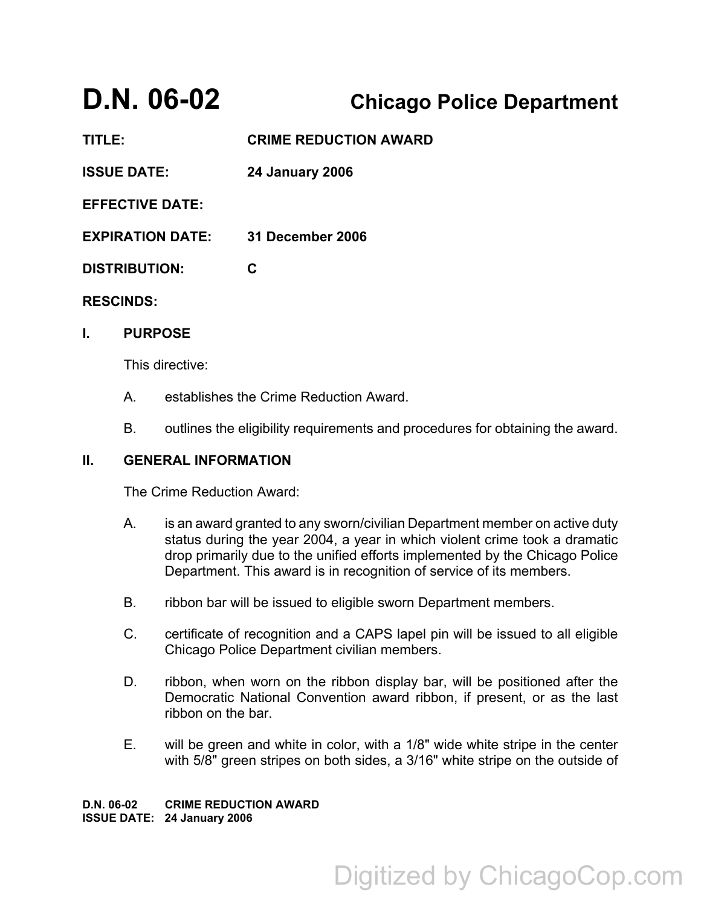# D.N. 06-02 Chicago Police Department

**TITLE:** CRIME REDUCTION AWARD

**ISSUE DATE:** 24 January 2006

**EFFECTIVE DATE:**

**EXPIRATION DATE:** 31 December 2006

**DISTRIBUTION:** C

**RESCINDS:**

## I. PURPOSE

This directive:

A. establishes the Crime Reduction Award.

B. outlines the eligibility requirements and procedures for obtaining the award.

## II. GENERAL INFORMATION

The Crime Reduction Award:

A. is an award granted to any sworn/civilian Department member on active duty status during the year 2004, a year in which violent crime took a dramatic drop primarily due to the unified efforts implemented by the Chicago Police Department. This award is in recognition of service of its members.

B. ribbon bar will be issued to eligible sworn Department members.

C. certificate of recognition and a CAPS lapel pin will be issued to all eligible Chicago Police Department civilian members.

D. ribbon, when worn on the ribbon display bar, will be positioned after the Democratic National Convention award ribbon, if present, or as the last ribbon on the bar.

E. will be green and white in color, with a 1/8" wide white stripe in the center with 5/8" green stripes on both sides, a 3/16" white stripe on the outside of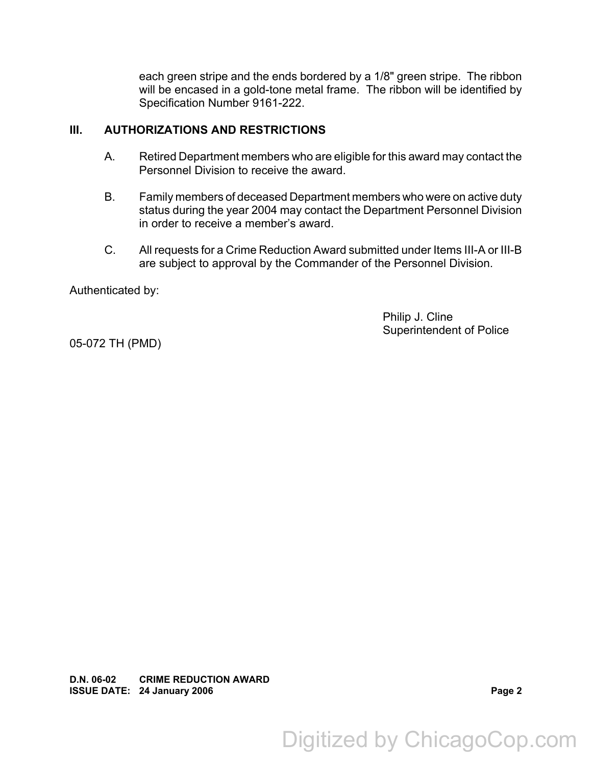each green stripe and the ends bordered by a 1/8" green stripe. The ribbon will be encased in a gold-tone metal frame. The ribbon will be identified by Specification Number 9161-222.

## III. AUTHORIZATIONS AND RESTRICTIONS

A. Retired Department members who are eligible for this award may contact the Personnel Division to receive the award.

B. Family members of deceased Department members who were on active duty status during the year 2004 may contact the Department Personnel Division in order to receive a member's award.

C. All requests for a Crime Reduction Award submitted under Items III-A or III-B are subject to approval by the Commander of the Personnel Division.

Authenticated by:

Philip J. Cline
Superintendent of Police

05-072 TH (PMD)